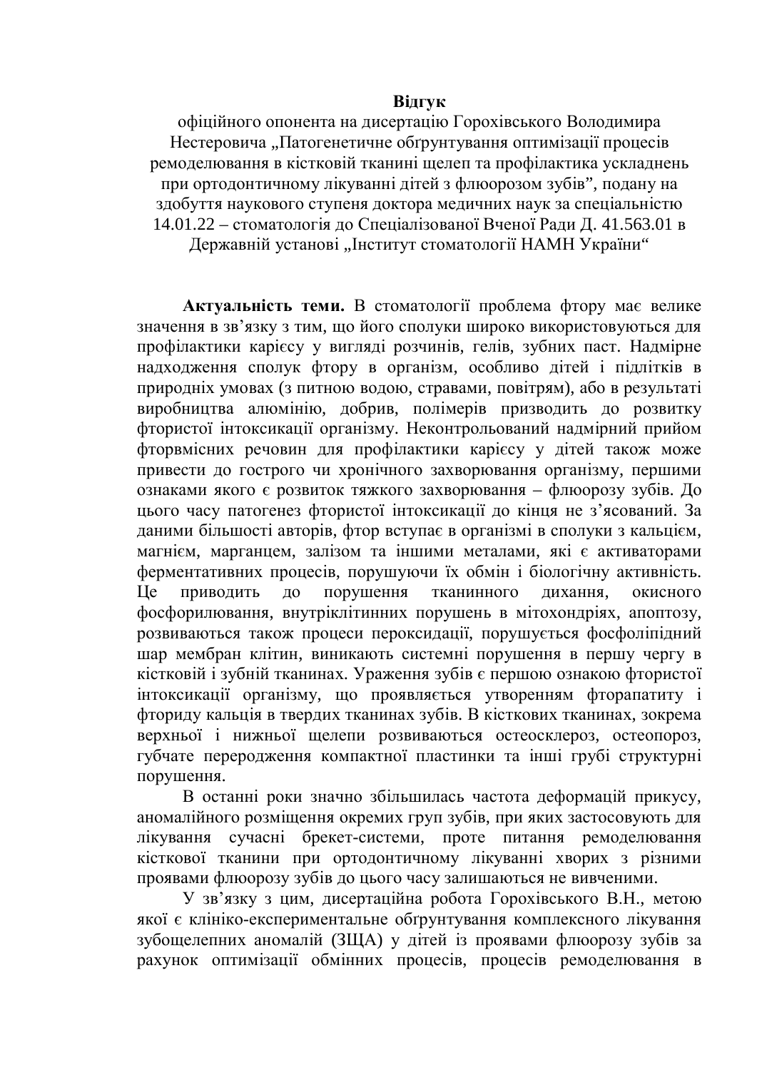**Відгук**

офіційного опонента на дисертацію Горохівського Володимира Нестеровича „Патогенетичне обґрунтування оптимізації процесів ремоделювання в кістковій тканині щелеп та профілактика ускладнень при ортодонтичному лікуванні дітей з флюорозом зубів”, подану на здобуття наукового ступеня доктора медичних наук за спеціальністю 14.01.22 – стоматологія до Спеціалізованої Вченої Ради Д. 41.563.01 в Державній установі „Інститут стоматології НАМН України“

**Актуальність теми.** В стоматології проблема фтору має велике значення в зв’язку з тим, що його сполуки широко використовуються для профілактики карієсу у вигляді розчинів, гелів, зубних паст. Надмірне надходження сполук фтору в організм, особливо дітей і підлітків в природніх умовах (з питною водою, стравами, повітрям), або в результаті виробництва алюмінію, добрив, полімерів призводить до розвитку фтористої інтоксикації організму. Неконтрольований надмірний прийом фторвмісних речовин для профілактики карієсу у дітей також може привести до гострого чи хронічного захворювання організму, першими ознаками якого є розвиток тяжкого захворювання – флюорозу зубів. До цього часу патогенез фтористої інтоксикації до кінця не з’ясований. За даними більшості авторів, фтор вступає в організмі в сполуки з кальцієм, магнієм, марганцем, залізом та іншими металами, які є активаторами ферментативних процесів, порушуючи їх обмін і біологічну активність. Це приводить до порушення тканинного дихання, окисного фосфорилювання, внутріклітинних порушень в мітохондріях, апоптозу, розвиваються також процеси пероксидації, порушується фосфоліпідний шар мембран клітин, виникають системні порушення в першу чергу в кістковій і зубній тканинах. Ураження зубів є першою ознакою фтористої інтоксикації організму, що проявляється утворенням фторапатиту і фториду кальція в твердих тканинах зубів. В кісткових тканинах, зокрема верхньої і нижньої щелепи розвиваються остеосклероз, остеопороз, губчате переродження компактної пластинки та інші грубі структурні порушення.

В останні роки значно збільшилась частота деформацій прикусу, аномалійного розміщення окремих груп зубів, при яких застосовують для лікування сучасні брекет-системи, проте питання ремоделювання кісткової тканини при ортодонтичному лікуванні хворих з різними проявами флюорозу зубів до цього часу залишаються не вивченими.

У зв’язку з цим, дисертаційна робота Горохівського В.Н., метою якої є клініко-експериментальне обґрунтування комплексного лікування зубощелепних аномалій (ЗЩА) у дітей із проявами флюорозу зубів за рахунок оптимізації обмінних процесів, процесів ремоделювання в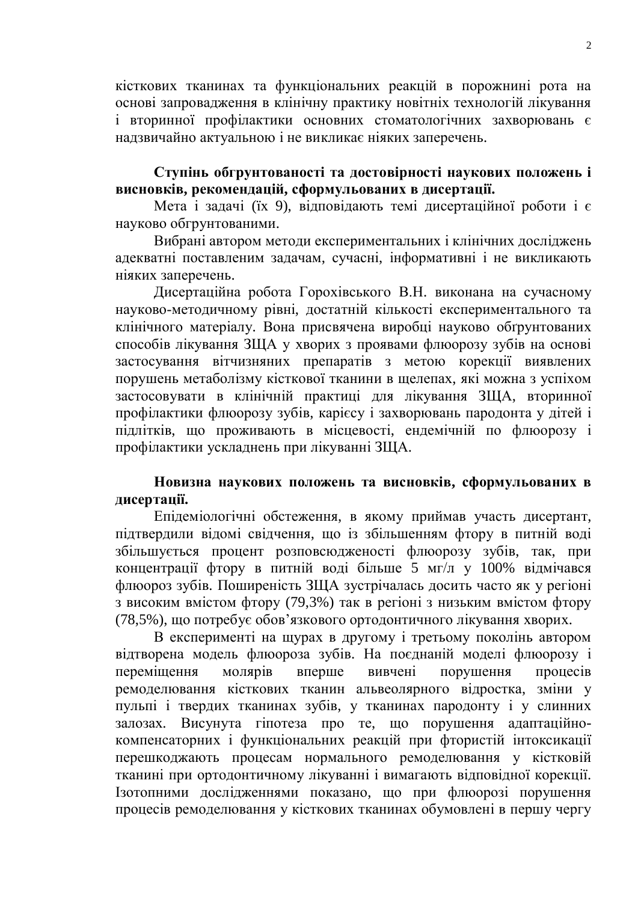кісткових тканинах та функціональних реакцій в порожнині рота на основі запровадження в клінічну практику новітніх технологій лікування і вторинної профілактики основних стоматологічних захворювань є надзвичайно актуальною і не викликає ніяких заперечень.

**Ступінь обгрунтованості та достовірності наукових положень і висновків, рекомендацій, сформульованих в дисертації.**

Мета і задачі (їх 9), відповідають темі дисертаційної роботи і є науково обгрунтованими.

Вибрані автором методи експериментальних і клінічних досліджень адекватні поставленим задачам, сучасні, інформативні і не викликають ніяких заперечень.

Дисертаційна робота Горохівського В.Н. виконана на сучасному науково-методичному рівні, достатній кількості експериментального та клінічного матеріалу. Вона присвячена виробці науково обґрунтованих способів лікування ЗЩА у хворих з проявами флюорозу зубів на основі застосування вітчизняних препаратів з метою корекції виявлених порушень метаболізму кісткової тканини в щелепах, які можна з успіхом застосовувати в клінічній практиці для лікування ЗЩА, вторинної профілактики флюорозу зубів, карієсу і захворювань пародонта у дітей і підлітків, що проживають в місцевості, ендемічній по флюорозу і профілактики ускладнень при лікуванні ЗЩА.

**Новизна наукових положень та висновків, сформульованих в дисертації.**

Епідеміологічні обстеження, в якому приймав участь дисертант, підтвердили відомі свідчення, що із збільшенням фтору в питній воді збільшується процент розповсюдженості флюорозу зубів, так, при концентрації фтору в питній воді більше 5 мг/л у 100% відмічався флюороз зубів. Поширеність ЗЩА зустрічалась досить часто як у регіоні з високим вмістом фтору (79,3%) так в регіоні з низьким вмістом фтору (78,5%), що потребує обов'язкового ортодонтичного лікування хворих.

В експерименті на щурах в другому і третьому поколінь автором відтворена модель флюороза зубів. На поєднаній моделі флюорозу і переміщення молярів вперше вивчені порушення процесів ремоделювання кісткових тканин альвеолярного відростка, зміни у пульпі і твердих тканинах зубів, у тканинах пародонту і у слинних залозах. Висунута гіпотеза про те, що порушення адаптаційно-компенсаторних і функціональних реакцій при фтористій інтоксикації перешкоджають процесам нормального ремоделювання у кістковій тканині при ортодонтичному лікуванні і вимагають відповідної корекції. Ізотопними дослідженнями показано, що при флюорозі порушення процесів ремоделювання у кісткових тканинах обумовлені в першу чергу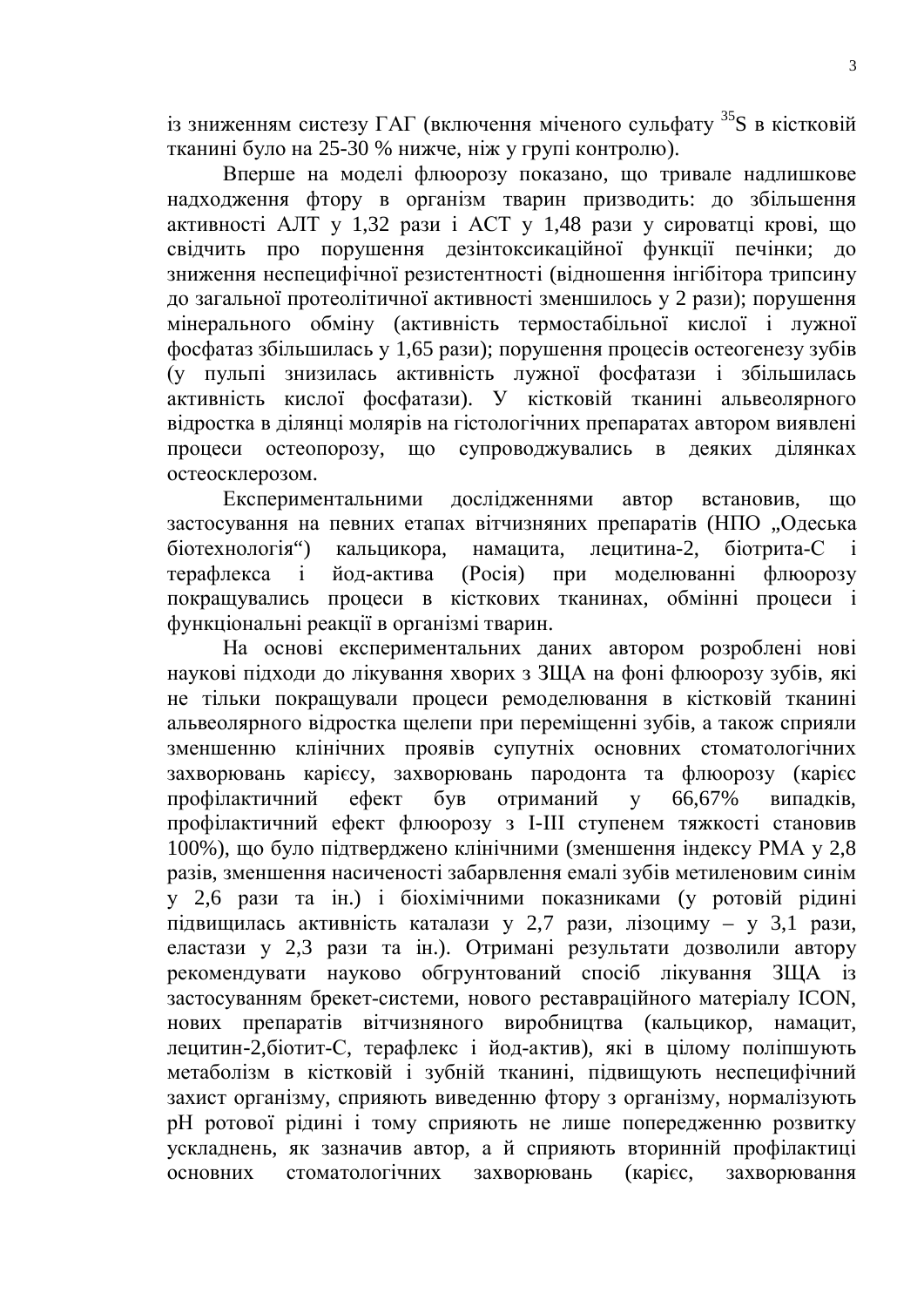із зниженням системзу ГАГ (включення міченого сульфату $^{35}S$ в кістковій тканині було на 25-30 % нижче, ніж у групі контролю).

Вперше на моделі флюорозу показано, що тривале надлишкове надходження фтору в організм тварин призводить: до збільшення активності АЛТ у 1,32 рази і АСТ у 1,48 рази у сироватці крові, що свідчить про порушення дезінтоксикаційної функції печінки; до зниження неспецифічної резистентності (відношення інгібітора трипсину до загальної протеолітичної активності зменшилось у 2 рази); порушення мінерального обміну (активність термостабільної кислої і лужної фосфатаз збільшилась у 1,65 рази); порушення процесів остеогенезу зубів (у пульпі знизилась активність лужної фосфатази і збільшилась активність кислої фосфатази). У кістковій тканині альвеолярного відростка в ділянці молярів на гістологічних препаратах автором виявлені процеси остеопорозу, що супроводжувались в деяких ділянках остеосклерозом.

Експериментальними дослідженнями автор встановив, що застосування на певних етапах вітчизняних препаратів (НПО „Одеська біотехнологія") кальцикора, намацита, лецитина-2, біотрита-С і терафлекса і йод-актива (Росія) при моделюванні флюорозу покращувались процеси в кісткових тканинах, обмінні процеси і функціональні реакції в організмі тварин.

На основі експериментальних даних автором розроблені нові наукові підходи до лікування хворих з ЗЩА на фоні флюорозу зубів, які не тільки покращували процеси ремоделювання в кістковій тканині альвеолярного відростка щелепи при переміщенні зубів, а також сприяли зменшенню клінічних проявів супутніх основних стоматологічних захворювань карієсу, захворювань пародонта та флюорозу (карієс профілактичний ефект був отриманий у 66,67% випадків, профілактичний ефект флюорозу з I-III ступенем тяжкості становив 100%), що було підтверджено клінічними (зменшення індексу РМА у 2,8 разів, зменшення насиченості забарвлення емалі зубів метиленовим синім у 2,6 рази та ін.) і біохімічними показниками (у ротовій рідині підвищилась активність каталази у 2,7 рази, лізоциму – у 3,1 рази, еластази у 2,3 рази та ін.). Отримані результати дозволили автору рекомендувати науково обгрунтований спосіб лікування ЗЩА із застосуванням брекет-системи, нового реставраційного матеріалу ICON, нових препаратів вітчизняного виробництва (кальцикор, намацит, лецитин-2,біотит-С, терафлекс і йод-актив), які в цілому поліпшують метаболізм в кістковій і зубній тканині, підвищують неспецифічний захист організму, сприяють виведенню фтору з організму, нормалізують pH ротової рідини і тому сприяють не лише попередженню розвитку ускладнень, як зазначив автор, а й сприяють вторинній профілактиці основних стоматологічних захворювань (карієс, захворювання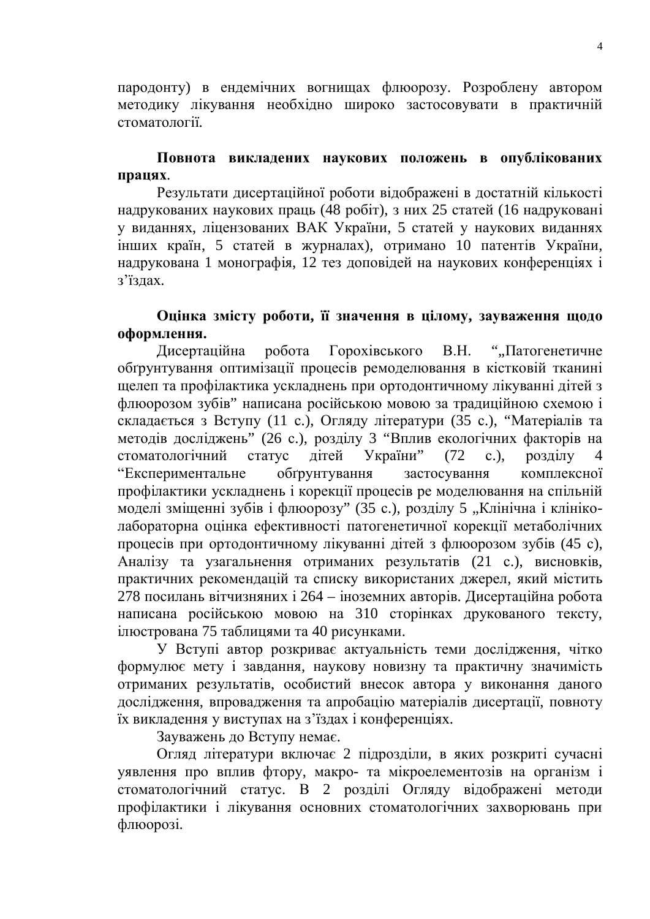пародонту) в ендемічних вогнищах флюорозу. Розроблену автором методику лікування необхідно широко застосовувати в практичній стоматології.

**Повнота викладених наукових положень в опублікованих працях**.

Результати дисертаційної роботи відображені в достатній кількості надрукованих наукових праць (48 робіт), з них 25 статей (16 надруковані у виданнях, ліцензованих ВАК України, 5 статей у наукових виданнях інших країн, 5 статей в журналах), отримано 10 патентів України, надрукована 1 монографія, 12 тез доповідей на наукових конференціях і з'їздах.

**Оцінка змісту роботи, її значення в цілому, зауваження щодо оформлення.**

Дисертаційна робота Горохівського В.Н. "„Патогенетичне обґрунтування оптимізації процесів ремоделювання в кістковій тканині щелеп та профілактика ускладнень при ортодонтичному лікуванні дітей з флюорозом зубів" написана російською мовою за традиційною схемою і складається з Вступу (11 с.), Огляду літератури (35 с.), "Матеріалів та методів досліджень" (26 с.), розділу 3 "Вплив екологічних факторів на стоматологічний статус дітей України" (72 с.), розділу 4 "Експериментальне обґрунтування застосування комплексної профілактики ускладнень і корекції процесів ре моделювання на спільній моделі зміщенні зубів і флюорозу" (35 с.), розділу 5 „Клінічна і клініко-лабораторна оцінка ефективності патогенетичної корекції метаболічних процесів при ортодонтичному лікуванні дітей з флюорозом зубів (45 с), Аналізу та узагальнення отриманих результатів (21 с.), висновків, практичних рекомендацій та списку використаних джерел, який містить 278 посилань вітчизняних і 264 – іноземних авторів. Дисертаційна робота написана російською мовою на 310 сторінках друкованого тексту, ілюстрована 75 таблицями та 40 рисунками.

У Вступі автор розкриває актуальність теми дослідження, чітко формулює мету і завдання, наукову новизну та практичну значимість отриманих результатів, особистий внесок автора у виконання даного дослідження, впровадження та апробацію матеріалів дисертації, повноту їх викладення у виступах на з'їздах і конференціях.

Зауважень до Вступу немає.

Огляд літератури включає 2 підрозділи, в яких розкриті сучасні уявлення про вплив фтору, макро- та мікроелементозів на організм і стоматологічний статус. В 2 розділі Огляду відображені методи профілактики і лікування основних стоматологічних захворювань при флюорозі.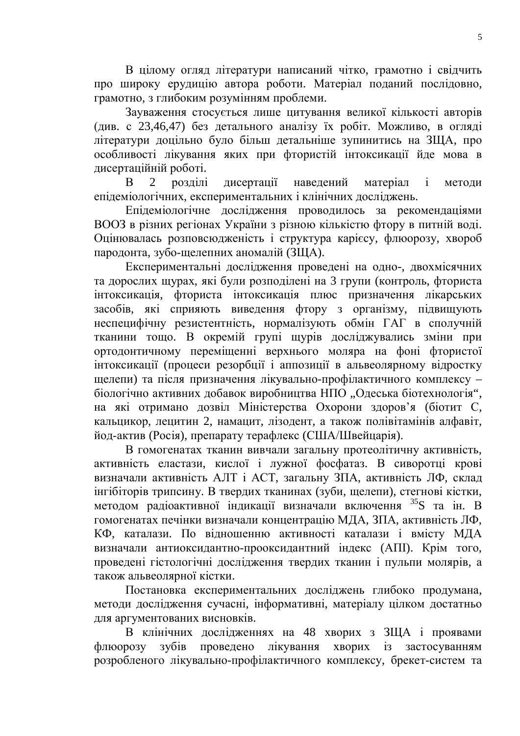В цілому огляд літератури написаний чітко, грамотно і свідчить про широку ерудицію автора роботи. Матеріал поданий послідовно, грамотно, з глибоким розумінням проблеми.

Зауваження стосується лише цитування великої кількості авторів (див. с 23,46,47) без детального аналізу їх робіт. Можливо, в огляді літератури доцільно було більш детальніше зупинитись на ЗЩА, про особливості лікування яких при фтористій інтоксикації йде мова в дисертаційній роботі.

В 2 розділі дисертації наведений матеріал і методи епідеміологічних, експериментальних і клінічних досліджень.

Епідеміологічне дослідження проводилось за рекомендаціями ВООЗ в різних регіонах України з різною кількістю фтору в питній воді. Оцінювалась розповсюдженість і структура карієсу, флюорозу, хвороб пародонта, зубо-щелепних аномалій (ЗЩА).

Експериментальні дослідження проведені на одно-, двохмісячних та дорослих щурах, які були розподілені на 3 групи (контроль, фториста інтоксикація, фториста інтоксикація плюс призначення лікарських засобів, які сприяють виведення фтору з організму, підвищують неспецифічну резистентність, нормалізують обмін ГАГ в сполучній тканини тощо. В окремій групі щурів досліджувались зміни при ортодонтичному переміщенні верхнього моляра на фоні фтористої інтоксикації (процеси резорбції і аппозиції в альвеолярному відростку щелепи) та після призначення лікувально-профілактичного комплексу – біологічно активних добавок виробництва НПО „Одеська біотехнологія“, на які отримано дозвіл Міністерства Охорони здоров’я (біотит С, кальцикор, лецитин 2, намацит, лізодент, а також полівітамінів алфавіт, йод-актив (Росія), препарату терафлекс (США/Швейцарія).

В гомогенатах тканин вивчали загальну протеолітичну активність, активність еластази, кислої і лужної фосфатаз. В сиворотці крові визначали активність АЛТ і АСТ, загальну ЗПА, активність ЛФ, склад інгібіторів трипсину. В твердих тканинах (зуби, щелепи), стегнові кістки, методом радіоактивної індикації визначали включення $^{35}S$ та ін. В гомогенатах печінки визначали концентрацію МДА, ЗПА, активність ЛФ, КФ, каталази. По відношенню активності каталази і вмісту МДА визначали антиоксидантно-прооксидантний індекс (АПІ). Крім того, проведені гістологічні дослідження твердих тканин і пульпи молярів, а також альвеолярної кістки.

Постановка експериментальних досліджень глибоко продумана, методи дослідження сучасні, інформативні, матеріалу цілком достатньо для аргументованих висновків.

В клінічних дослідженнях на 48 хворих з ЗЩА і проявами флюорозу зубів проведено лікування хворих із застосуванням розробленого лікувально-профілактичного комплексу, брекет-систем та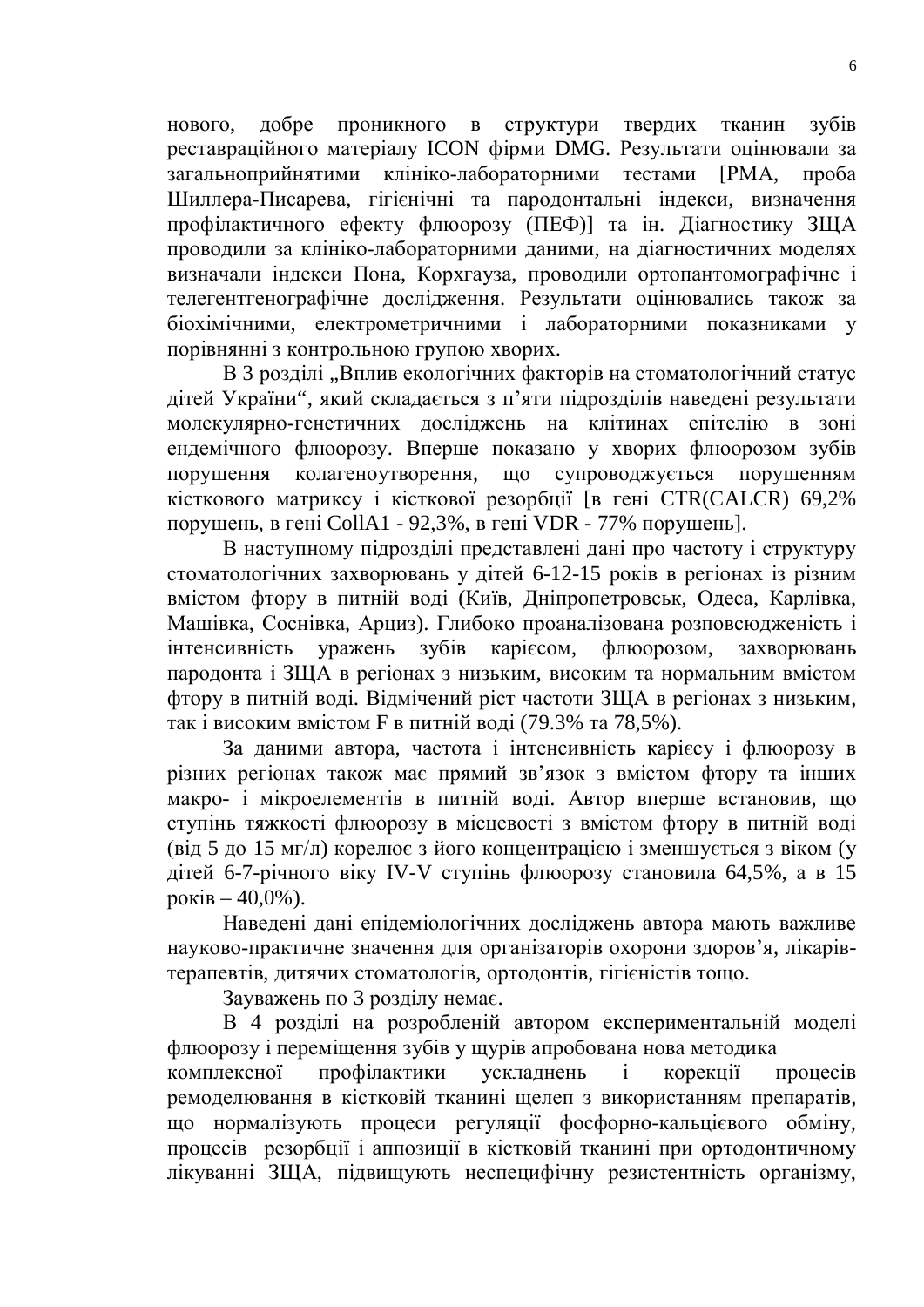нового, добре проникного в структури твердих тканин зубів реставраційного матеріалу ICON фірми DMG. Результати оцінювали за загальноприйнятими клініко-лабораторними тестами [РМА, проба Шиллера-Писарева, гігієнічні та пародонтальні індекси, визначення профілактичного ефекту флюорозу (ПЕФ)] та ін. Діагностику ЗЩА проводили за клініко-лабораторними даними, на діагностичних моделях визначали індекси Пона, Корхгауза, проводили ортопантомографічне і телегентгенографічне дослідження. Результати оцінювались також за біохімічними, електрометричними і лабораторними показниками у порівнянні з контрольною групою хворих.

В 3 розділі „Вплив екологічних факторів на стоматологічний статус дітей України“, який складається з п'яти підрозділів наведені результати молекулярно-генетичних досліджень на клітинах епітелію в зоні ендемічного флюорозу. Вперше показано у хворих флюорозом зубів порушення колагеноутворення, що супроводжується порушенням кісткового матриксу і кісткової резорбції [в гені CTR(CALCR) 69,2% порушень, в гені CollA1 - 92,3%, в гені VDR - 77% порушень].

В наступному підрозділі представлені дані про частоту і структуру стоматологічних захворювань у дітей 6-12-15 років в регіонах із різним вмістом фтору в питній воді (Київ, Дніпропетровськ, Одеса, Карлівка, Машівка, Соснівка, Арциз). Глибоко проаналізована розповсюдженість і інтенсивність уражень зубів карієсом, флюорозом, захворювань пародонта і ЗЩА в регіонах з низьким, високим та нормальним вмістом фтору в питній воді. Відмічений ріст частоти ЗЩА в регіонах з низьким, так і високим вмістом F в питній воді (79.3% та 78,5%).

За даними автора, частота і інтенсивність карієсу і флюорозу в різних регіонах також має прямий зв'язок з вмістом фтору та інших макро- і мікроелементів в питній воді. Автор вперше встановив, що ступінь тяжкості флюорозу в місцевості з вмістом фтору в питній воді (від 5 до 15 мг/л) корелює з його концентрацією і зменшується з віком (у дітей 6-7-річного віку IV-V ступінь флюорозу становила 64,5%, а в 15 років – 40,0%).

Наведені дані епідеміологічних досліджень автора мають важливе науково-практичне значення для організаторів охорони здоров'я, лікарів-терапевтів, дитячих стоматологів, ортодонтів, гігієністів тощо.

Зауважень по 3 розділу немає.

В 4 розділі на розробленій автором експериментальній моделі флюорозу і переміщення зубів у щурів апробована нова методика комплексної профілактики ускладнень і корекції процесів ремоделювання в кістковій тканині щелеп з використанням препаратів, що нормалізують процеси регуляції фосфорно-кальцієвого обміну, процесів резорбції і аппозиції в кістковій тканині при ортодонтичному лікуванні ЗЩА, підвищують неспецифічну резистентність організму,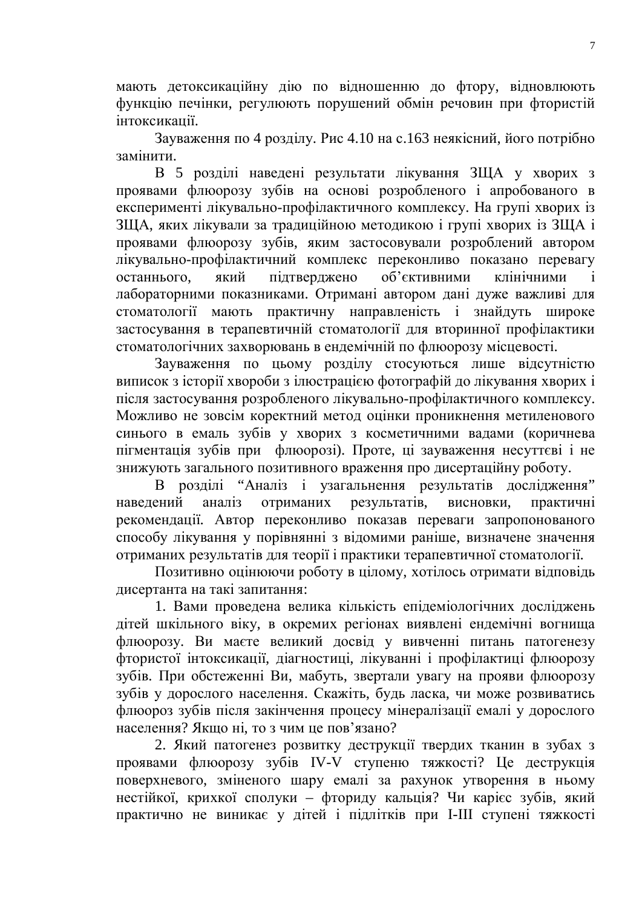мають детоксикаційну дію по відношенню до фтору, відновлюють функцію печінки, регулюють порушений обмін речовин при фтористій інтоксикації.

Зауваження по 4 розділу. Рис 4.10 на с.163 неякісний, його потрібно замінити.

В 5 розділі наведені результати лікування ЗЩА у хворих з проявами флюорозу зубів на основі розробленого і апробованого в експерименті лікувально-профілактичного комплексу. На групі хворих із ЗЩА, яких лікували за традиційною методикою і групі хворих із ЗЩА і проявами флюорозу зубів, яким застосовували розроблений автором лікувально-профілактичний комплекс переконливо показано перевагу останнього, який підтверджено об'єктивними клінічними і лабораторними показниками. Отримані автором дані дуже важливі для стоматології мають практичну направленість і знайдуть широке застосування в терапевтичній стоматології для вторинної профілактики стоматологічних захворювань в ендемічній по флюорозу місцевості.

Зауваження по цьому розділу стосуються лише відсутністю виписок з історії хвороби з ілюстрацією фотографій до лікування хворих і після застосування розробленого лікувально-профілактичного комплексу. Можливо не зовсім коректний метод оцінки проникнення метиленового синього в емаль зубів у хворих з косметичними вадами (коричнева пігментація зубів при флюорозі). Проте, ці зауваження несуттєві і не знижують загального позитивного враження про дисертаційну роботу.

В розділі "Аналіз і узагальнення результатів дослідження" наведений аналіз отриманих результатів, висновки, практичні рекомендації. Автор переконливо показав переваги запропонованого способу лікування у порівнянні з відомими раніше, визначене значення отриманих результатів для теорії і практики терапевтичної стоматології.

Позитивно оцінюючи роботу в цілому, хотілось отримати відповідь дисертанта на такі запитання:

1. Вами проведена велика кількість епідеміологічних досліджень дітей шкільного віку, в окремих регіонах виявлені ендемічні вогнища флюорозу. Ви маєте великий досвід у вивченні питань патогенезу фтористої інтоксикації, діагностиці, лікуванні і профілактиці флюорозу зубів. При обстеженні Ви, мабуть, звертали увагу на прояви флюорозу зубів у дорослого населення. Скажіть, будь ласка, чи може розвиватись флюороз зубів після закінчення процесу мінералізації емалі у дорослого населення? Якщо ні, то з чим це пов'язано?

2. Який патогенез розвитку деструкції твердих тканин в зубах з проявами флюорозу зубів IV-V ступеню тяжкості? Це деструкція поверхневого, зміненого шару емалі за рахунок утворення в ньому нестійкої, крихкої сполуки – фториду кальція? Чи карієс зубів, який практично не виникає у дітей і підлітків при I-III ступені тяжкості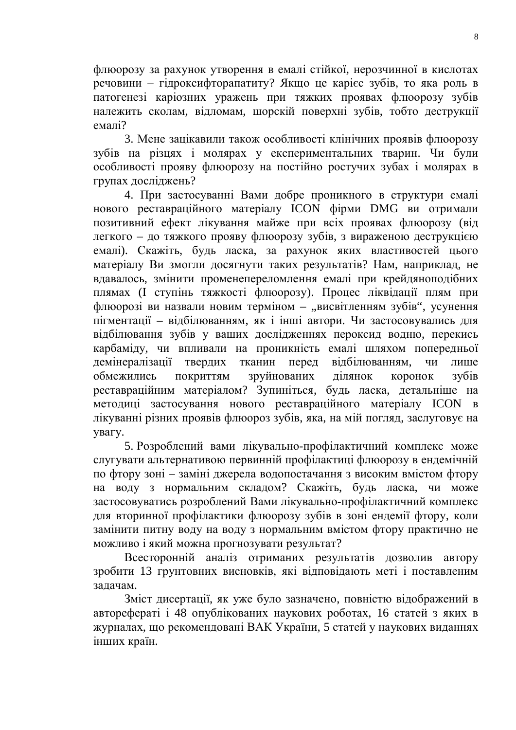флюорозу за рахунок утворення в емалі стійкої, нерозчинної в кислотах речовини – гідроксифторапатиту? Якщо це карієс зубів, то яка роль в патогенезі каріозних уражень при тяжких проявах флюорозу зубів належить сколам, відломам, шорскій поверхні зубів, тобто деструкції емалі?

3. Мене зацікавили також особливості клінічних проявів флюорозу зубів на різцях і молярах у експериментальних тварин. Чи були особливості прояву флюорозу на постійно ростучих зубах і молярах в групах досліджень?

4. При застосуванні Вами добре проникного в структури емалі нового реставраційного матеріалу ICON фірми DMG ви отримали позитивний ефект лікування майже при всіх проявах флюорозу (від легкого – до тяжкого прояву флюорозу зубів, з вираженою деструкцією емалі). Скажіть, будь ласка, за рахунок яких властивостей цього матеріалу Ви змогли досягнути таких результатів? Нам, наприклад, не вдавалось, змінити променепереломлення емалі при крейдяноподібних плямах (І ступінь тяжкості флюорозу). Процес ліквідації плям при флюорозі ви назвали новим терміном – „висвітленням зубів", усунення пігментації – відбілюванням, як і інші автори. Чи застосовувались для відбілювання зубів у ваших дослідженнях пероксид водню, перекись карбаміду, чи впливали на проникність емалі шляхом попередньої демінералізації твердих тканин перед відбілюванням, чи лише обмежились покриттям зруйнованих ділянок коронок зубів реставраційним матеріалом? Зупиніться, будь ласка, детальніше на методиці застосування нового реставраційного матеріалу ICON в лікуванні різних проявів флюороз зубів, яка, на мій погляд, заслуговує на увагу.

5. Розроблений вами лікувально-профілактичний комплекс може слугувати альтернативою первинній профілактиці флюорозу в ендемічній по фтору зоні – заміні джерела водопостачання з високим вмістом фтору на воду з нормальним складом? Скажіть, будь ласка, чи може застосовуватись розроблений Вами лікувально-профілактичний комплекс для вторинної профілактики флюорозу зубів в зоні ендемії фтору, коли замінити питну воду на воду з нормальним вмістом фтору практично не можливо і який можна прогнозувати результат?

Всесторонній аналіз отриманих результатів дозволив автору зробити 13 грунтовних висновків, які відповідають меті і поставленим задачам.

Зміст дисертації, як уже було зазначено, повністю відображений в авторефераті і 48 опублікованих наукових роботах, 16 статей з яких в журналах, що рекомендовані ВАК України, 5 статей у наукових виданнях інших країн.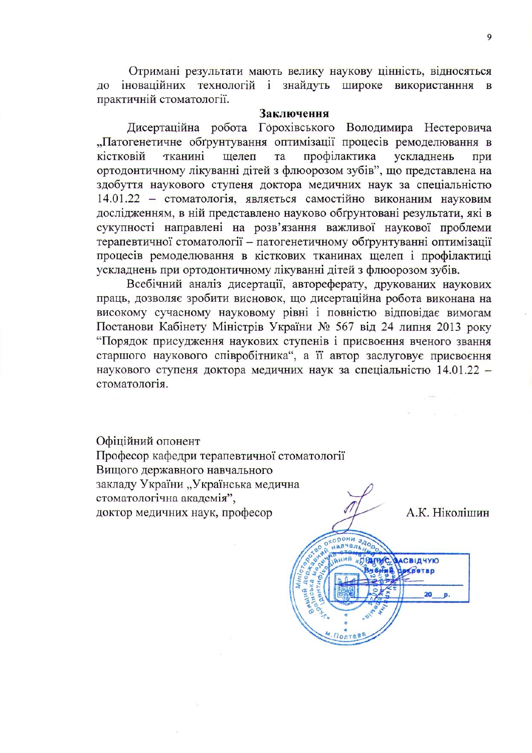Отримані результати мають велику наукову цінність, відносяться до іноваційних технологій і знайдуть широке використанння в практичній стоматології.

**Заключення**

Дисертаційна робота Горохівського Володимира Нестеровича „Патогенетичне обґрунтування оптимізації процесів ремоделювання в кістковій тканині щелеп та профілактика ускладнень при ортодонтичному лікуванні дітей з флюорозом зубів", що представлена на здобуття наукового ступеня доктора медичних наук за спеціальністю 14.01.22 – стоматологія, являється самостійно виконаним науковим дослідженням, в ній представлено науково обґрунтовані результати, які в сукупності направлені на розв'язання важливої наукової проблеми терапевтичної стоматології – патогенетичному обґрунтуванні оптимізації процесів ремоделювання в кісткових тканинах щелеп і профілактиці ускладнень при ортодонтичному лікуванні дітей з флюорозом зубів.

Всебічний аналіз дисертації, автореферату, друкованих наукових праць, дозволяє зробити висновок, що дисертаційна робота виконана на високому сучасному науковому рівні і повністю відповідає вимогам Постанови Кабінету Міністрів України № 567 від 24 липня 2013 року "Порядок присудження наукових ступенів і присвоєння вченого звання старшого наукового співробітника", а її автор заслуговує присвоєння наукового ступеня доктора медичних наук за спеціальністю 14.01.22 – стоматологія.

Офіційний опонент
Професор кафедри терапевтичної стоматології
Вищого державного навчального
закладу України „Українська медична
стоматологічна академія",
доктор медичних наук, професор А.К. Ніколішин

ПІДПИС ЗАСВІДЧУЮ
Вчений секретар
20__ р.